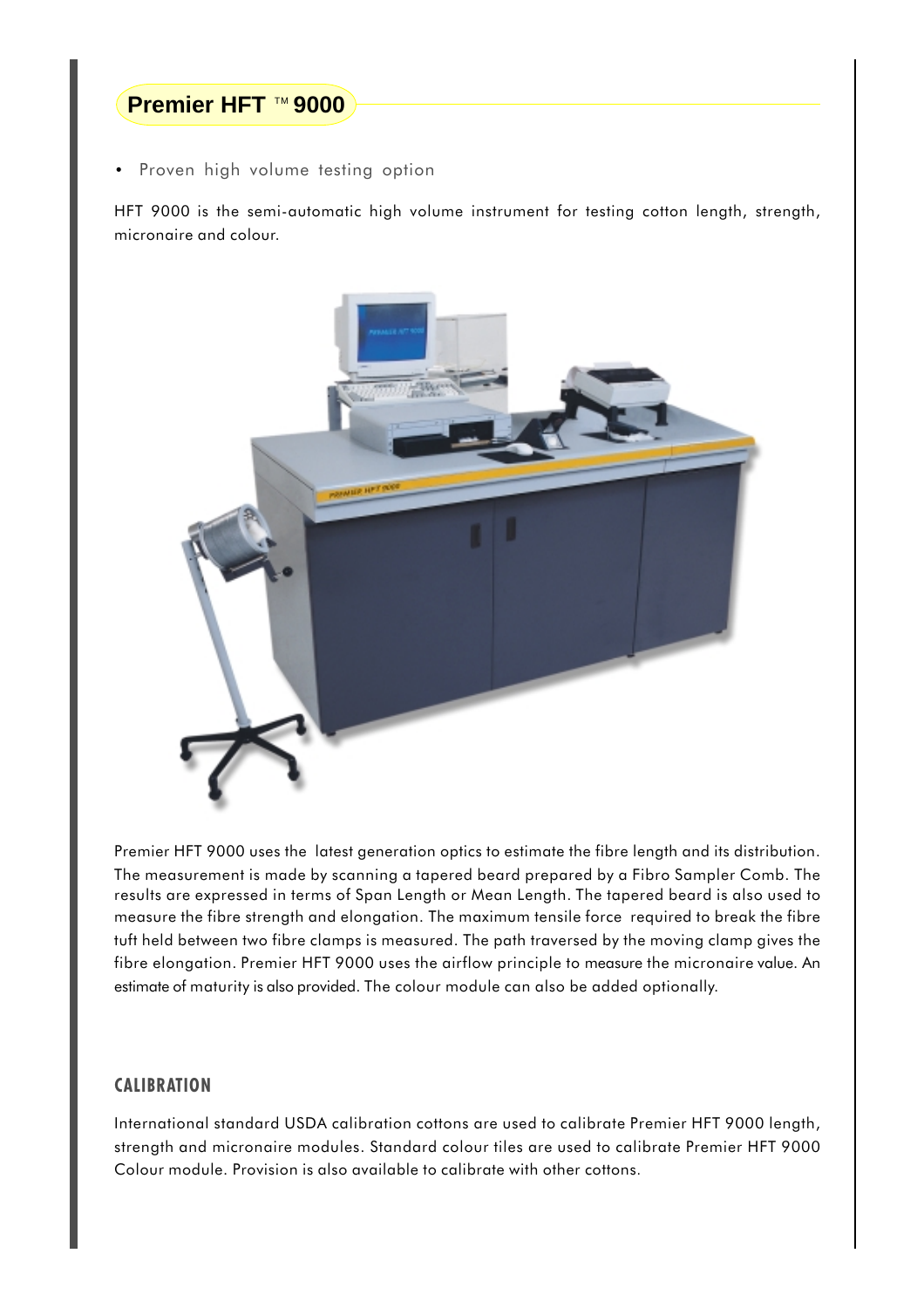# Premier HFT ™ 9000

- Proven high volume testing option

HFT 9000 is the semi-automatic high volume instrument for testing cotton length, strength, micronaire and colour.

Premier HFT 9000 uses the latest generation optics to estimate the fibre length and its distribution. The measurement is made by scanning a tapered beard prepared by a Fibro Sampler Comb. The results are expressed in terms of Span Length or Mean Length. The tapered beard is also used to measure the fibre strength and elongation. The maximum tensile force required to break the fibre tuft held between two fibre clamps is measured. The path traversed by the moving clamp gives the fibre elongation. Premier HFT 9000 uses the airflow principle to measure the micronaire value. An estimate of maturity is also provided. The colour module can also be added optionally.

## CALIBRATION

International standard USDA calibration cottons are used to calibrate Premier HFT 9000 length, strength and micronaire modules. Standard colour tiles are used to calibrate Premier HFT 9000 Colour module. Provision is also available to calibrate with other cottons.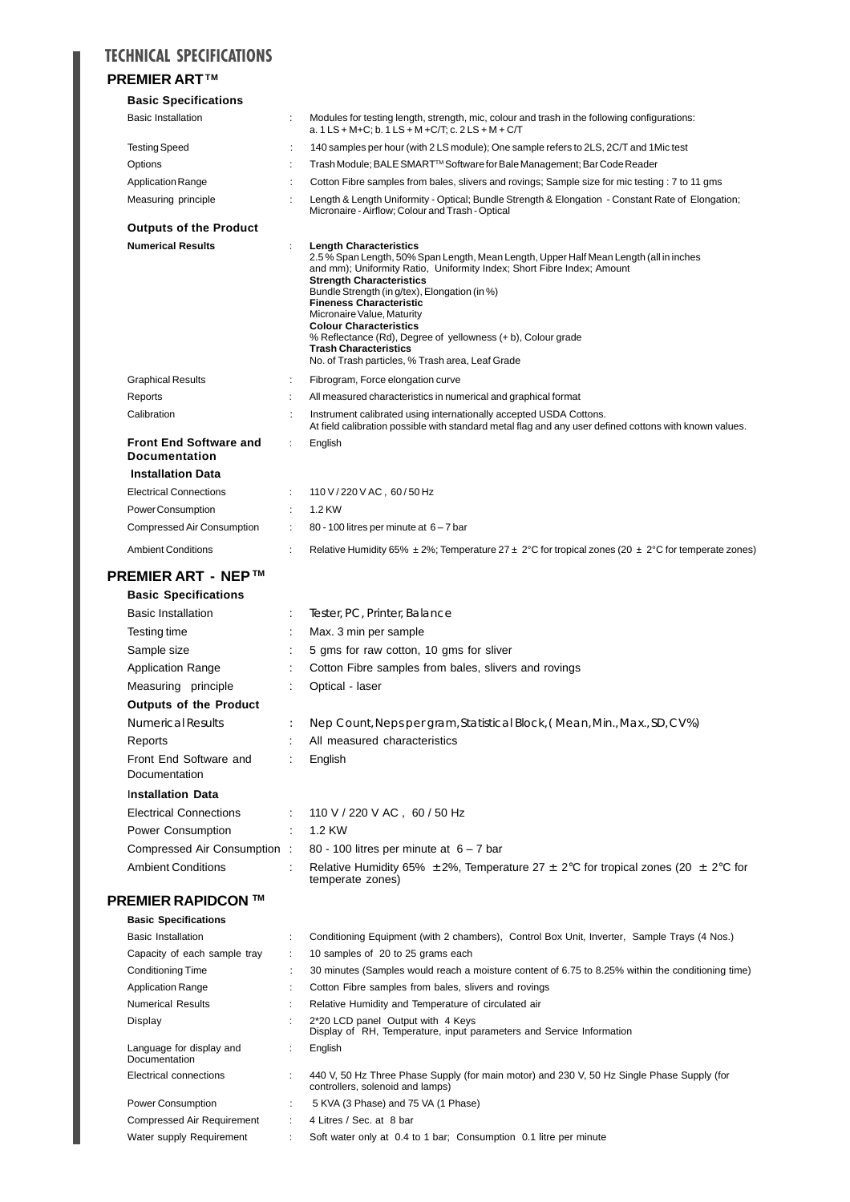# TECHNICAL SPECIFICATIONS

## PREMIER ART™

### Basic Specifications

| | | |
|---|---|---|
| Basic Installation | : | Modules for testing length, strength, mic, colour and trash in the following configurations: a. 1 LS + M+C; b. 1 LS + M +C/T; c. 2 LS + M + C/T |
| Testing Speed | : | 140 samples per hour (with 2 LS module); One sample refers to 2LS, 2C/T and 1Mic test |
| Options | : | Trash Module; BALE SMART™ Software for Bale Management; Bar Code Reader |
| Application Range | : | Cotton Fibre samples from bales, slivers and rovings; Sample size for mic testing : 7 to 11 gms |
| Measuring principle | : | Length & Length Uniformity - Optical; Bundle Strength & Elongation - Constant Rate of Elongation; Micronaire - Airflow; Colour and Trash - Optical |

### Outputs of the Product

| | | |
|---|---|---|
| **Numerical Results** | : | **Length Characteristics** 2.5 % Span Length, 50% Span Length, Mean Length, Upper Half Mean Length (all in inches and mm); Uniformity Ratio, Uniformity Index; Short Fibre Index; Amount **Strength Characteristics** Bundle Strength (in g/tex), Elongation (in %) **Fineness Characteristic** Micronaire Value, Maturity **Colour Characteristics** % Reflectance (Rd), Degree of yellowness (+ b), Colour grade **Trash Characteristics** No. of Trash particles, % Trash area, Leaf Grade |
| Graphical Results | : | Fibrogram, Force elongation curve |
| Reports | : | All measured characteristics in numerical and graphical format |
| Calibration | : | Instrument calibrated using internationally accepted USDA Cottons. At field calibration possible with standard metal flag and any user defined cottons with known values. |
| **Front End Software and Documentation** | : | English |

### Installation Data

| | | |
|---|---|---|
| Electrical Connections | : | 110 V / 220 V AC , 60 / 50 Hz |
| Power Consumption | : | 1.2 KW |
| Compressed Air Consumption | : | 80 - 100 litres per minute at 6 – 7 bar |
| Ambient Conditions | : | Relative Humidity 65% ± 2%; Temperature 27 ± 2°C for tropical zones (20 ± 2°C for temperate zones) |

## PREMIER ART - NEP™

### Basic Specifications

| | | |
|---|---|---|
| Basic Installation | : | Tester, PC, Printer, Balance |
| Testing time | : | Max. 3 min per sample |
| Sample size | : | 5 gms for raw cotton, 10 gms for sliver |
| Application Range | : | Cotton Fibre samples from bales, slivers and rovings |
| Measuring principle | : | Optical - laser |

### Outputs of the Product

| | | |
|---|---|---|
| Numerical Results | : | Nep Count, Neps per gram, Statistical Block, ( Mean, Min., Max., SD, CV%) |
| Reports | : | All measured characteristics |
| Front End Software and Documentation | : | English |

### Installation Data

| | | |
|---|---|---|
| Electrical Connections | : | 110 V / 220 V AC , 60 / 50 Hz |
| Power Consumption | : | 1.2 KW |
| Compressed Air Consumption | : | 80 - 100 litres per minute at 6 – 7 bar |
| Ambient Conditions | : | Relative Humidity 65% ± 2%, Temperature 27 ± 2°C for tropical zones (20 ± 2°C for temperate zones) |

## PREMIER RAPIDCON ™

### Basic Specifications

| | | |
|---|---|---|
| Basic Installation | : | Conditioning Equipment (with 2 chambers), Control Box Unit, Inverter, Sample Trays (4 Nos.) |
| Capacity of each sample tray | : | 10 samples of 20 to 25 grams each |
| Conditioning Time | : | 30 minutes (Samples would reach a moisture content of 6.75 to 8.25% within the conditioning time) |
| Application Range | : | Cotton Fibre samples from bales, slivers and rovings |
| Numerical Results | : | Relative Humidity and Temperature of circulated air |
| Display | : | 2*20 LCD panel Output with 4 Keys Display of RH, Temperature, input parameters and Service Information |
| Language for display and Documentation | : | English |
| Electrical connections | : | 440 V, 50 Hz Three Phase Supply (for main motor) and 230 V, 50 Hz Single Phase Supply (for controllers, solenoid and lamps) |
| Power Consumption | : | 5 KVA (3 Phase) and 75 VA (1 Phase) |
| Compressed Air Requirement | : | 4 Litres / Sec. at 8 bar |
| Water supply Requirement | : | Soft water only at 0.4 to 1 bar; Consumption 0.1 litre per minute |